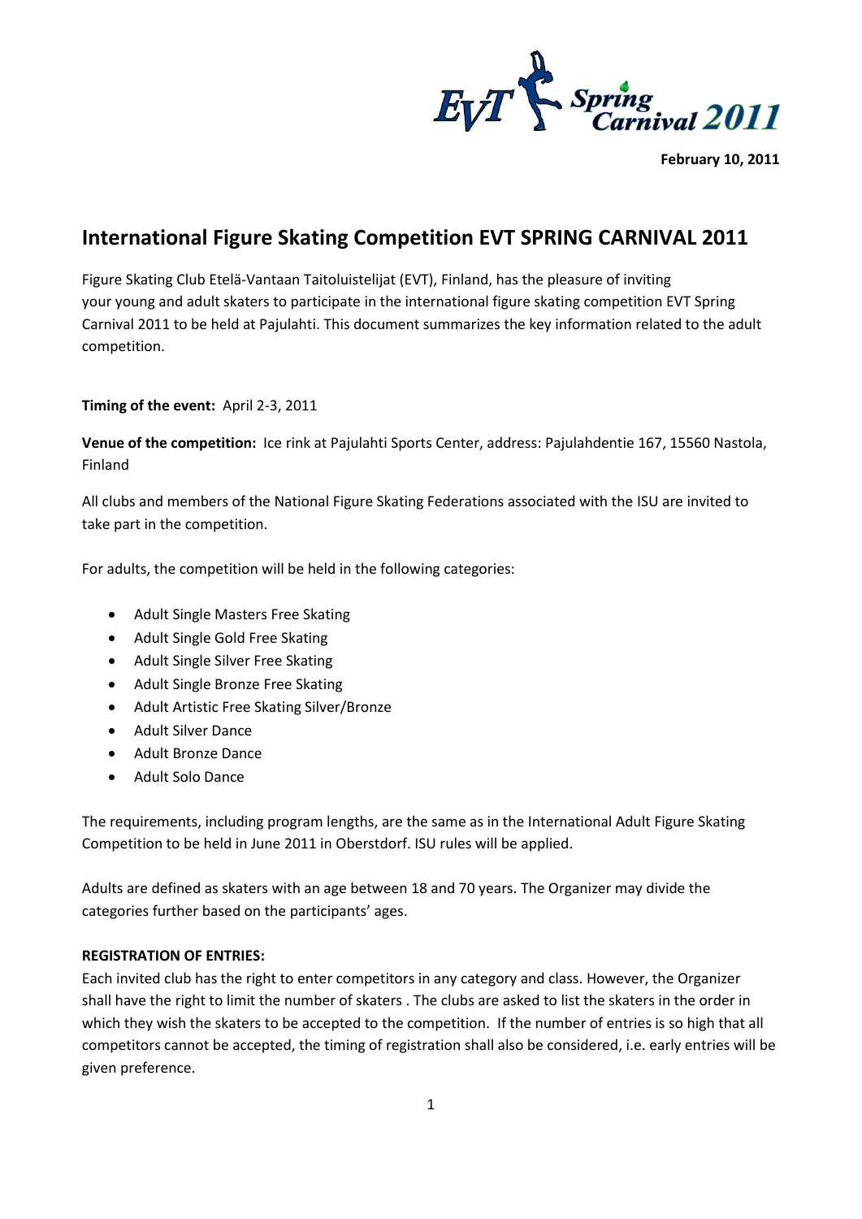EVT Spring Carnival 2011

**February 10, 2011**

# International Figure Skating Competition EVT SPRING CARNIVAL 2011

Figure Skating Club Etelä-Vantaan Taitoluistelijat (EVT), Finland, has the pleasure of inviting your young and adult skaters to participate in the international figure skating competition EVT Spring Carnival 2011 to be held at Pajulahti. This document summarizes the key information related to the adult competition.

**Timing of the event:** April 2-3, 2011

**Venue of the competition:** Ice rink at Pajulahti Sports Center, address: Pajulahdentie 167, 15560 Nastola, Finland

All clubs and members of the National Figure Skating Federations associated with the ISU are invited to take part in the competition.

For adults, the competition will be held in the following categories:

- Adult Single Masters Free Skating
- Adult Single Gold Free Skating
- Adult Single Silver Free Skating
- Adult Single Bronze Free Skating
- Adult Artistic Free Skating Silver/Bronze
- Adult Silver Dance
- Adult Bronze Dance
- Adult Solo Dance

The requirements, including program lengths, are the same as in the International Adult Figure Skating Competition to be held in June 2011 in Oberstdorf. ISU rules will be applied.

Adults are defined as skaters with an age between 18 and 70 years. The Organizer may divide the categories further based on the participants' ages.

**REGISTRATION OF ENTRIES:**

Each invited club has the right to enter competitors in any category and class. However, the Organizer shall have the right to limit the number of skaters . The clubs are asked to list the skaters in the order in which they wish the skaters to be accepted to the competition. If the number of entries is so high that all competitors cannot be accepted, the timing of registration shall also be considered, i.e. early entries will be given preference.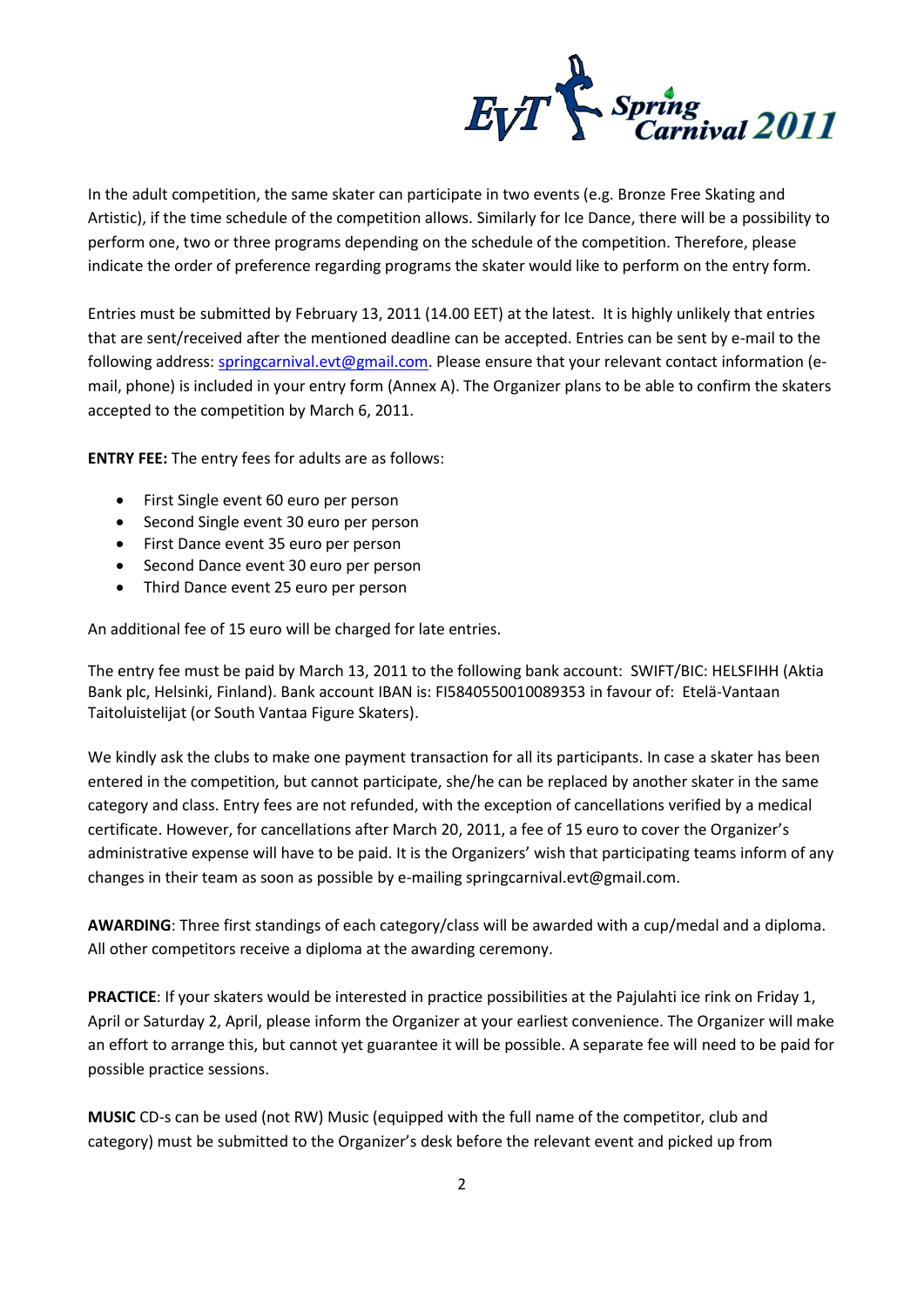In the adult competition, the same skater can participate in two events (e.g. Bronze Free Skating and Artistic), if the time schedule of the competition allows. Similarly for Ice Dance, there will be a possibility to perform one, two or three programs depending on the schedule of the competition. Therefore, please indicate the order of preference regarding programs the skater would like to perform on the entry form.

Entries must be submitted by February 13, 2011 (14.00 EET) at the latest. It is highly unlikely that entries that are sent/received after the mentioned deadline can be accepted. Entries can be sent by e-mail to the following address: springcarnival.evt@gmail.com. Please ensure that your relevant contact information (e-mail, phone) is included in your entry form (Annex A). The Organizer plans to be able to confirm the skaters accepted to the competition by March 6, 2011.

**ENTRY FEE:** The entry fees for adults are as follows:

- First Single event 60 euro per person
- Second Single event 30 euro per person
- First Dance event 35 euro per person
- Second Dance event 30 euro per person
- Third Dance event 25 euro per person

An additional fee of 15 euro will be charged for late entries.

The entry fee must be paid by March 13, 2011 to the following bank account: SWIFT/BIC: HELSFIHH (Aktia Bank plc, Helsinki, Finland). Bank account IBAN is: FI5840550010089353 in favour of: Etelä-Vantaan Taitoluistelijat (or South Vantaa Figure Skaters).

We kindly ask the clubs to make one payment transaction for all its participants. In case a skater has been entered in the competition, but cannot participate, she/he can be replaced by another skater in the same category and class. Entry fees are not refunded, with the exception of cancellations verified by a medical certificate. However, for cancellations after March 20, 2011, a fee of 15 euro to cover the Organizer's administrative expense will have to be paid. It is the Organizers' wish that participating teams inform of any changes in their team as soon as possible by e-mailing springcarnival.evt@gmail.com.

**AWARDING**: Three first standings of each category/class will be awarded with a cup/medal and a diploma. All other competitors receive a diploma at the awarding ceremony.

**PRACTICE**: If your skaters would be interested in practice possibilities at the Pajulahti ice rink on Friday 1, April or Saturday 2, April, please inform the Organizer at your earliest convenience. The Organizer will make an effort to arrange this, but cannot yet guarantee it will be possible. A separate fee will need to be paid for possible practice sessions.

**MUSIC** CD-s can be used (not RW) Music (equipped with the full name of the competitor, club and category) must be submitted to the Organizer's desk before the relevant event and picked up from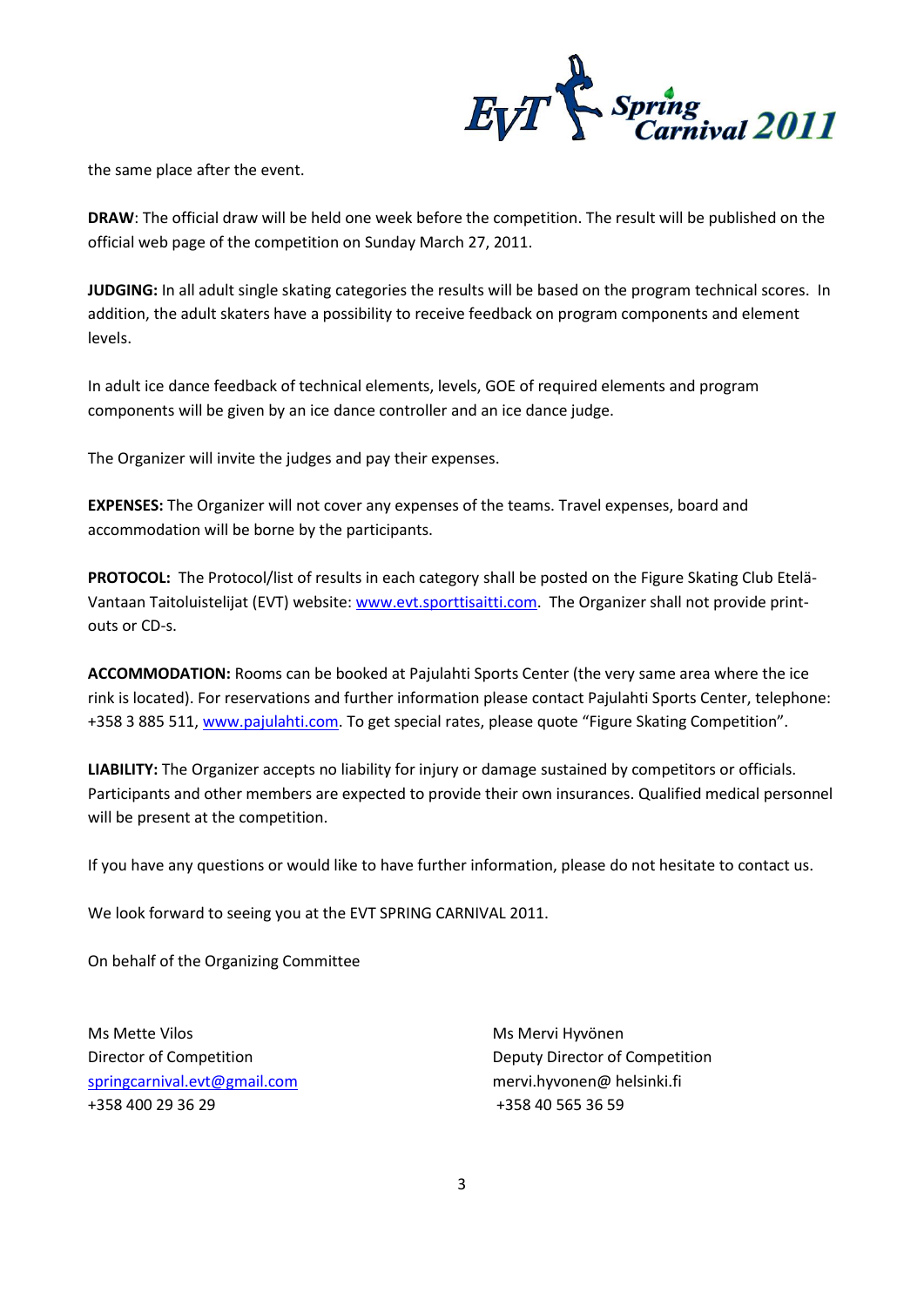the same place after the event.

**DRAW**: The official draw will be held one week before the competition. The result will be published on the official web page of the competition on Sunday March 27, 2011.

**JUDGING:** In all adult single skating categories the results will be based on the program technical scores. In addition, the adult skaters have a possibility to receive feedback on program components and element levels.

In adult ice dance feedback of technical elements, levels, GOE of required elements and program components will be given by an ice dance controller and an ice dance judge.

The Organizer will invite the judges and pay their expenses.

**EXPENSES:** The Organizer will not cover any expenses of the teams. Travel expenses, board and accommodation will be borne by the participants.

**PROTOCOL:** The Protocol/list of results in each category shall be posted on the Figure Skating Club Etelä-Vantaan Taitoluistelijat (EVT) website: www.evt.sporttisaitti.com. The Organizer shall not provide print-outs or CD-s.

**ACCOMMODATION:** Rooms can be booked at Pajulahti Sports Center (the very same area where the ice rink is located). For reservations and further information please contact Pajulahti Sports Center, telephone: +358 3 885 511, www.pajulahti.com. To get special rates, please quote "Figure Skating Competition".

**LIABILITY:** The Organizer accepts no liability for injury or damage sustained by competitors or officials. Participants and other members are expected to provide their own insurances. Qualified medical personnel will be present at the competition.

If you have any questions or would like to have further information, please do not hesitate to contact us.

We look forward to seeing you at the EVT SPRING CARNIVAL 2011.

On behalf of the Organizing Committee

Ms Mette Vilos
Director of Competition
springcarnival.evt@gmail.com
+358 400 29 36 29

Ms Mervi Hyvönen
Deputy Director of Competition
mervi.hyvonen@ helsinki.fi
+358 40 565 36 59